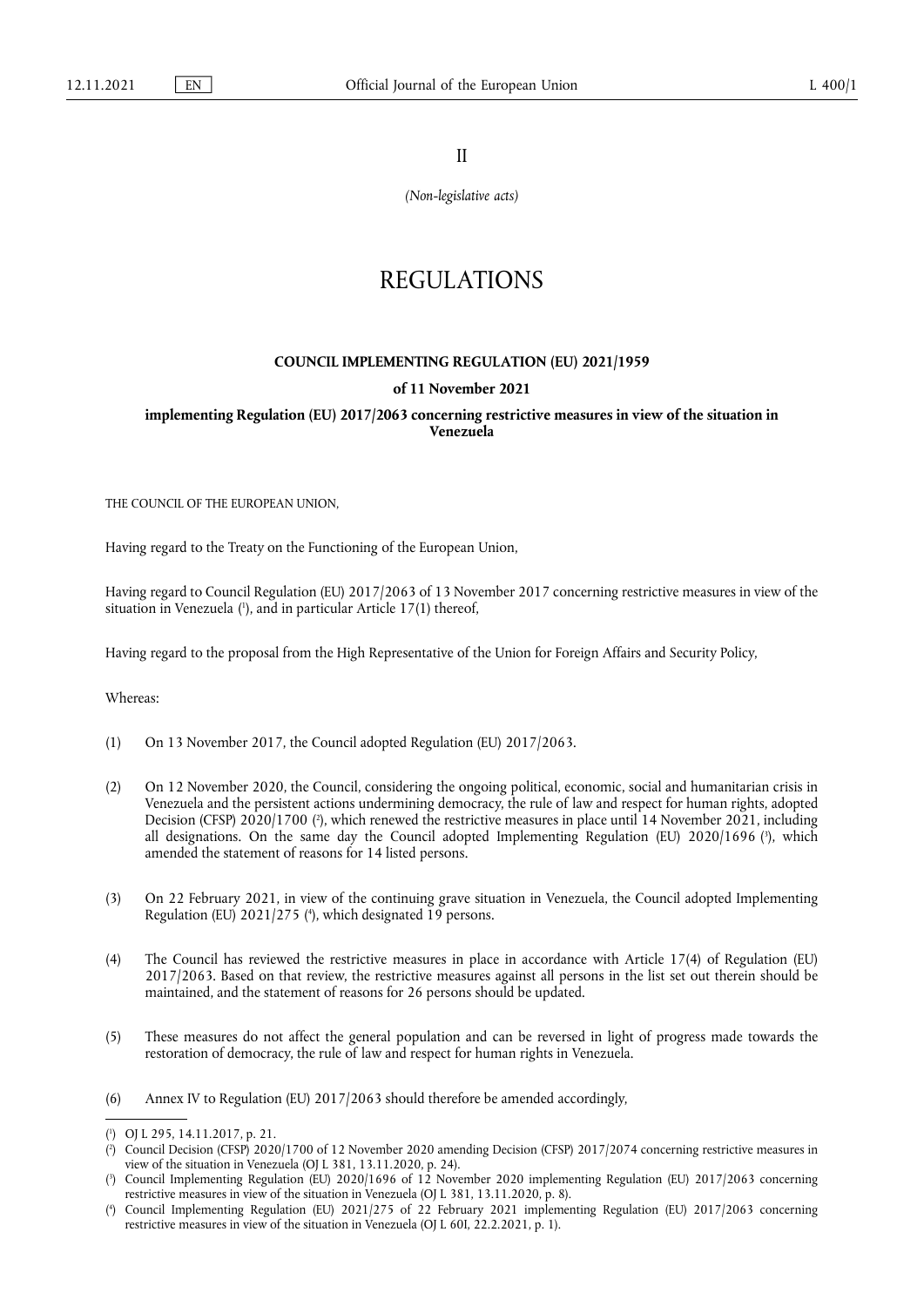II

*(Non-legislative acts)*

# REGULATIONS

## COUNCIL IMPLEMENTING REGULATION (EU) 2021/1959

### of 11 November 2021

### implementing Regulation (EU) 2017/2063 concerning restrictive measures in view of the situation in Venezuela

THE COUNCIL OF THE EUROPEAN UNION,

Having regard to the Treaty on the Functioning of the European Union,

Having regard to Council Regulation (EU) 2017/2063 of 13 November 2017 concerning restrictive measures in view of the situation in Venezuela [1], and in particular Article 17(1) thereof,

Having regard to the proposal from the High Representative of the Union for Foreign Affairs and Security Policy,

Whereas:

(1) On 13 November 2017, the Council adopted Regulation (EU) 2017/2063.

(2) On 12 November 2020, the Council, considering the ongoing political, economic, social and humanitarian crisis in Venezuela and the persistent actions undermining democracy, the rule of law and respect for human rights, adopted Decision (CFSP) 2020/1700 [2], which renewed the restrictive measures in place until 14 November 2021, including all designations. On the same day the Council adopted Implementing Regulation (EU) 2020/1696 [3], which amended the statement of reasons for 14 listed persons.

(3) On 22 February 2021, in view of the continuing grave situation in Venezuela, the Council adopted Implementing Regulation (EU) 2021/275 [4], which designated 19 persons.

(4) The Council has reviewed the restrictive measures in place in accordance with Article 17(4) of Regulation (EU) 2017/2063. Based on that review, the restrictive measures against all persons in the list set out therein should be maintained, and the statement of reasons for 26 persons should be updated.

(5) These measures do not affect the general population and can be reversed in light of progress made towards the restoration of democracy, the rule of law and respect for human rights in Venezuela.

(6) Annex IV to Regulation (EU) 2017/2063 should therefore be amended accordingly,

---

(1) OJ L 295, 14.11.2017, p. 21.

(2) Council Decision (CFSP) 2020/1700 of 12 November 2020 amending Decision (CFSP) 2017/2074 concerning restrictive measures in view of the situation in Venezuela (OJ L 381, 13.11.2020, p. 24).

(3) Council Implementing Regulation (EU) 2020/1696 of 12 November 2020 implementing Regulation (EU) 2017/2063 concerning restrictive measures in view of the situation in Venezuela (OJ L 381, 13.11.2020, p. 8).

(4) Council Implementing Regulation (EU) 2021/275 of 22 February 2021 implementing Regulation (EU) 2017/2063 concerning restrictive measures in view of the situation in Venezuela (OJ L 60I, 22.2.2021, p. 1).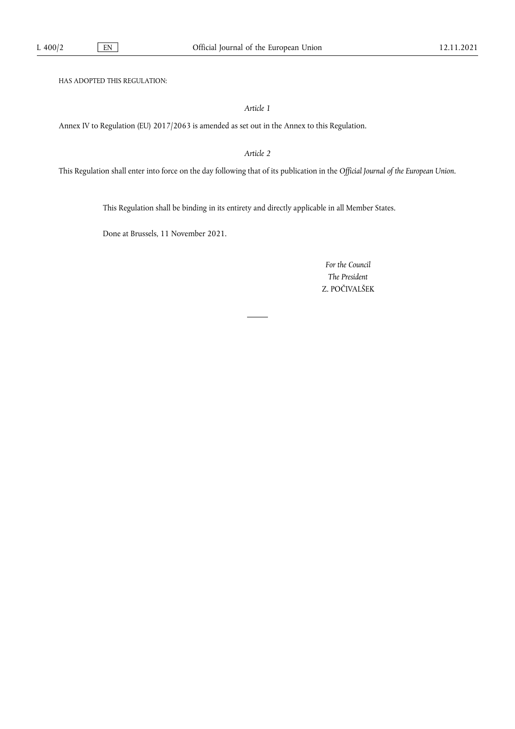HAS ADOPTED THIS REGULATION:

*Article 1*

Annex IV to Regulation (EU) 2017/2063 is amended as set out in the Annex to this Regulation.

*Article 2*

This Regulation shall enter into force on the day following that of its publication in the *Official Journal of the European Union*.

This Regulation shall be binding in its entirety and directly applicable in all Member States.

Done at Brussels, 11 November 2021.

*For the Council*

*The President*

Z. POČIVALŠEK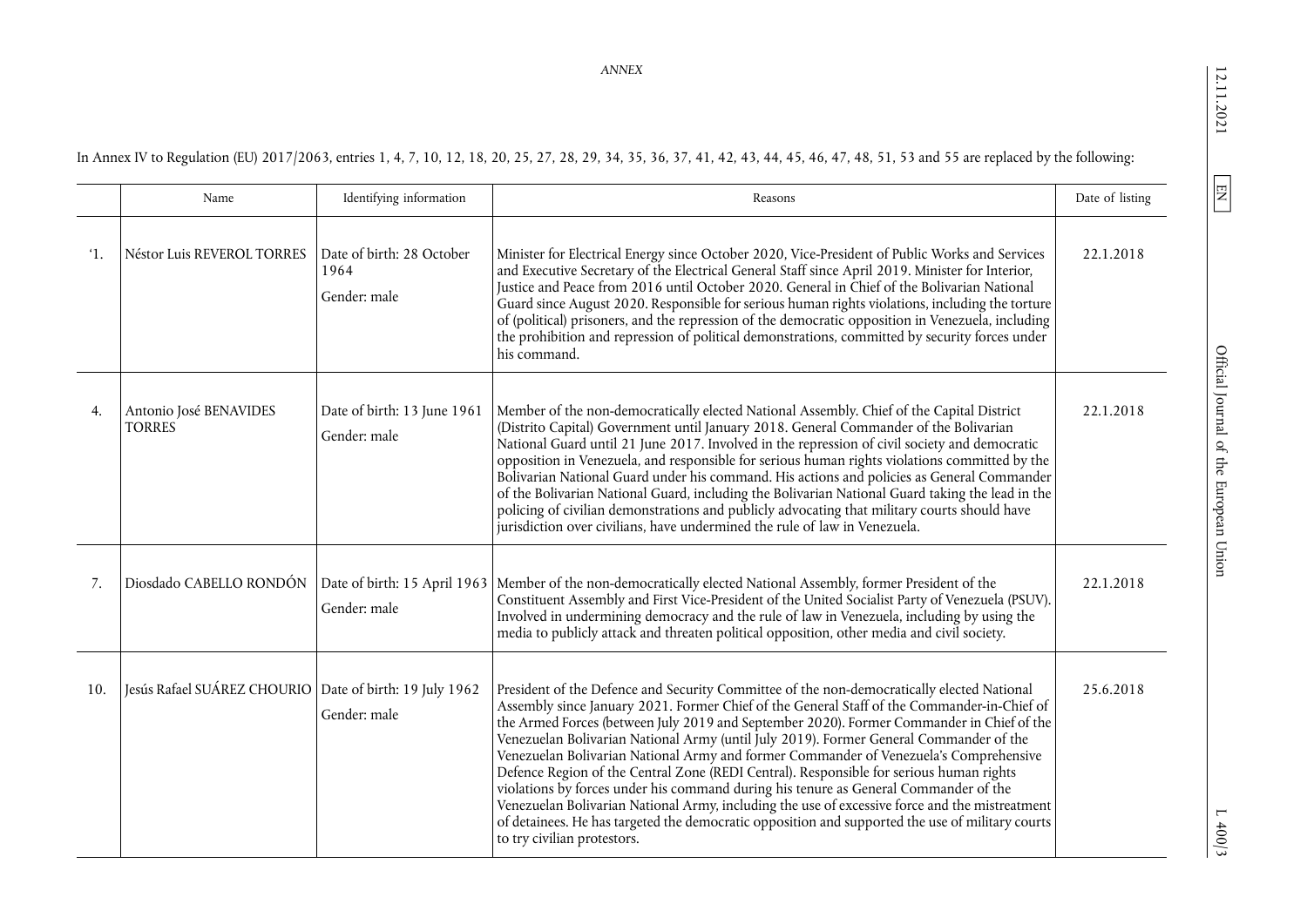*ANNEX*

In Annex IV to Regulation (EU) 2017/2063, entries 1, 4, 7, 10, 12, 18, 20, 25, 27, 28, 29, 34, 35, 36, 37, 41, 42, 43, 44, 45, 46, 47, 48, 51, 53 and 55 are replaced by the following:

| | Name | Identifying information | Reasons | Date of listing |
|---|---|---|---|---|
| '1. | Néstor Luis REVEROL TORRES | Date of birth: 28 October 1964<br>Gender: male | Minister for Electrical Energy since October 2020, Vice-President of Public Works and Services and Executive Secretary of the Electrical General Staff since April 2019. Minister for Interior, Justice and Peace from 2016 until October 2020. General in Chief of the Bolivarian National Guard since August 2020. Responsible for serious human rights violations, including the torture of (political) prisoners, and the repression of the democratic opposition in Venezuela, including the prohibition and repression of political demonstrations, committed by security forces under his command. | 22.1.2018 |
| 4. | Antonio José BENAVIDES TORRES | Date of birth: 13 June 1961<br>Gender: male | Member of the non-democratically elected National Assembly. Chief of the Capital District (Distrito Capital) Government until January 2018. General Commander of the Bolivarian National Guard until 21 June 2017. Involved in the repression of civil society and democratic opposition in Venezuela, and responsible for serious human rights violations committed by the Bolivarian National Guard under his command. His actions and policies as General Commander of the Bolivarian National Guard, including the Bolivarian National Guard taking the lead in the policing of civilian demonstrations and publicly advocating that military courts should have jurisdiction over civilians, have undermined the rule of law in Venezuela. | 22.1.2018 |
| 7. | Diosdado CABELLO RONDÓN | Date of birth: 15 April 1963<br>Gender: male | Member of the non-democratically elected National Assembly, former President of the Constituent Assembly and First Vice-President of the United Socialist Party of Venezuela (PSUV). Involved in undermining democracy and the rule of law in Venezuela, including by using the media to publicly attack and threaten political opposition, other media and civil society. | 22.1.2018 |
| 10. | Jesús Rafael SUÁREZ CHOURIO | Date of birth: 19 July 1962<br>Gender: male | President of the Defence and Security Committee of the non-democratically elected National Assembly since January 2021. Former Chief of the General Staff of the Commander-in-Chief of the Armed Forces (between July 2019 and September 2020). Former Commander in Chief of the Venezuelan Bolivarian National Army (until July 2019). Former General Commander of the Venezuelan Bolivarian National Army and former Commander of Venezuela's Comprehensive Defence Region of the Central Zone (REDI Central). Responsible for serious human rights violations by forces under his command during his tenure as General Commander of the Venezuelan Bolivarian National Army, including the use of excessive force and the mistreatment of detainees. He has targeted the democratic opposition and supported the use of military courts to try civilian protestors. | 25.6.2018 |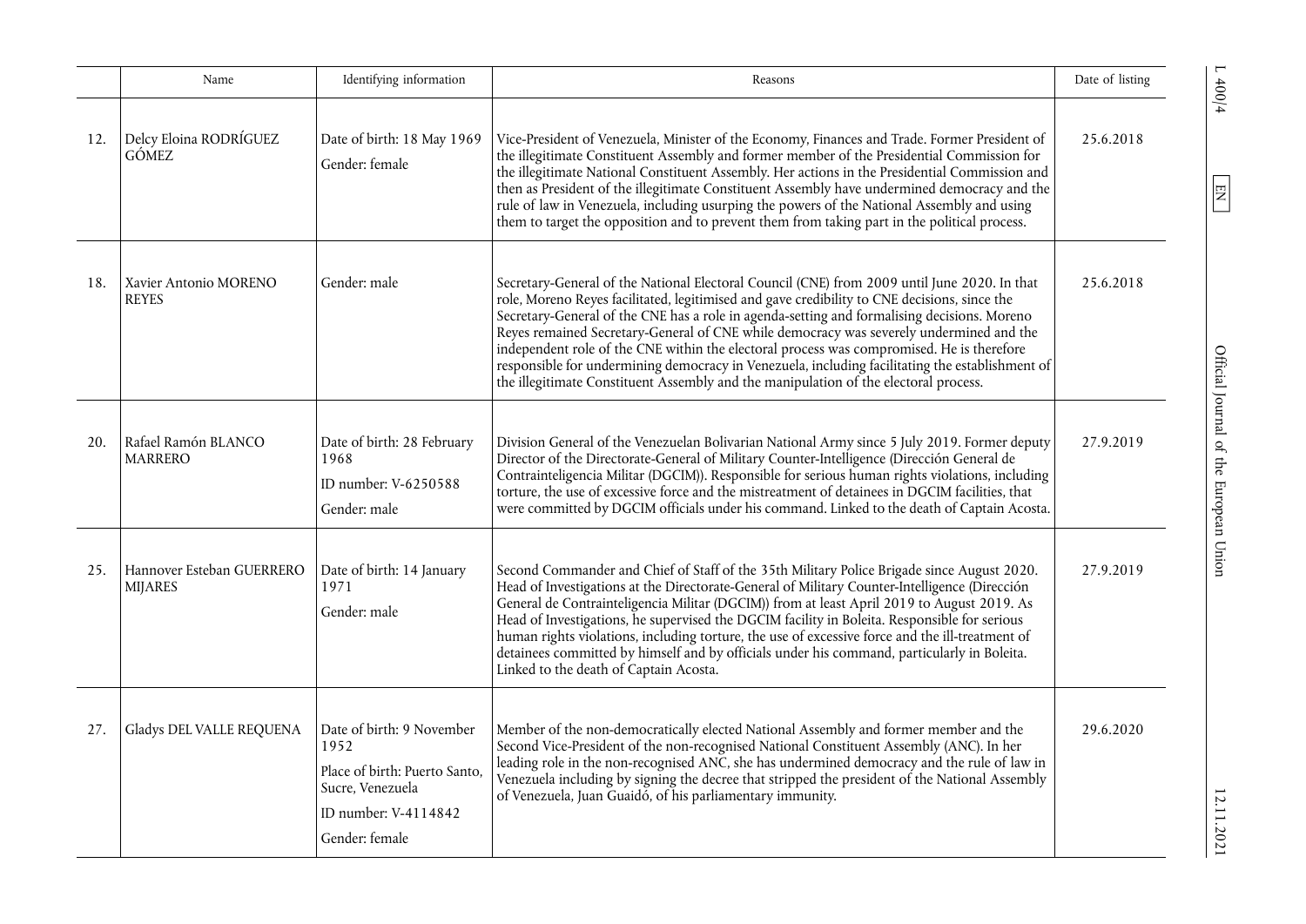| | Name | Identifying information | Reasons | Date of listing |
|---|---|---|---|---|
| 12. | Delcy Eloina RODRÍGUEZ GÓMEZ | Date of birth: 18 May 1969<br>Gender: female | Vice-President of Venezuela, Minister of the Economy, Finances and Trade. Former President of the illegitimate Constituent Assembly and former member of the Presidential Commission for the illegitimate National Constituent Assembly. Her actions in the Presidential Commission and then as President of the illegitimate Constituent Assembly have undermined democracy and the rule of law in Venezuela, including usurping the powers of the National Assembly and using them to target the opposition and to prevent them from taking part in the political process. | 25.6.2018 |
| 18. | Xavier Antonio MORENO REYES | Gender: male | Secretary-General of the National Electoral Council (CNE) from 2009 until June 2020. In that role, Moreno Reyes facilitated, legitimised and gave credibility to CNE decisions, since the Secretary-General of the CNE has a role in agenda-setting and formalising decisions. Moreno Reyes remained Secretary-General of CNE while democracy was severely undermined and the independent role of the CNE within the electoral process was compromised. He is therefore responsible for undermining democracy in Venezuela, including facilitating the establishment of the illegitimate Constituent Assembly and the manipulation of the electoral process. | 25.6.2018 |
| 20. | Rafael Ramón BLANCO MARRERO | Date of birth: 28 February 1968<br>ID number: V-6250588<br>Gender: male | Division General of the Venezuelan Bolivarian National Army since 5 July 2019. Former deputy Director of the Directorate-General of Military Counter-Intelligence (Dirección General de Contrainteligencia Militar (DGCIM)). Responsible for serious human rights violations, including torture, the use of excessive force and the mistreatment of detainees in DGCIM facilities, that were committed by DGCIM officials under his command. Linked to the death of Captain Acosta. | 27.9.2019 |
| 25. | Hannover Esteban GUERRERO MIJARES | Date of birth: 14 January 1971<br>Gender: male | Second Commander and Chief of Staff of the 35th Military Police Brigade since August 2020. Head of Investigations at the Directorate-General of Military Counter-Intelligence (Dirección General de Contrainteligencia Militar (DGCIM)) from at least April 2019 to August 2019. As Head of Investigations, he supervised the DGCIM facility in Boleita. Responsible for serious human rights violations, including torture, the use of excessive force and the ill-treatment of detainees committed by himself and by officials under his command, particularly in Boleita. Linked to the death of Captain Acosta. | 27.9.2019 |
| 27. | Gladys DEL VALLE REQUENA | Date of birth: 9 November 1952<br>Place of birth: Puerto Santo, Sucre, Venezuela<br>ID number: V-4114842<br>Gender: female | Member of the non-democratically elected National Assembly and former member and the Second Vice-President of the non-recognised National Constituent Assembly (ANC). In her leading role in the non-recognised ANC, she has undermined democracy and the rule of law in Venezuela including by signing the decree that stripped the president of the National Assembly of Venezuela, Juan Guaidó, of his parliamentary immunity. | 29.6.2020 |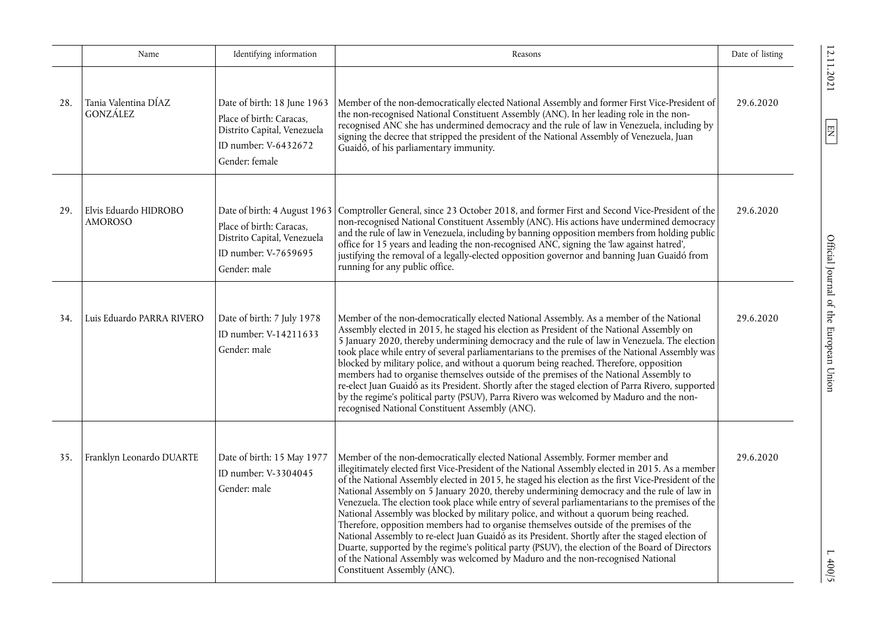| | Name | Identifying information | Reasons | Date of listing |
|---|---|---|---|---|
| 28. | Tania Valentina DÍAZ GONZÁLEZ | Date of birth: 18 June 1963<br>Place of birth: Caracas, Distrito Capital, Venezuela<br>ID number: V-6432672<br>Gender: female | Member of the non-democratically elected National Assembly and former First Vice-President of the non-recognised National Constituent Assembly (ANC). In her leading role in the non-recognised ANC she has undermined democracy and the rule of law in Venezuela, including by signing the decree that stripped the president of the National Assembly of Venezuela, Juan Guaidó, of his parliamentary immunity. | 29.6.2020 |
| 29. | Elvis Eduardo HIDROBO AMOROSO | Date of birth: 4 August 1963<br>Place of birth: Caracas, Distrito Capital, Venezuela<br>ID number: V-7659695<br>Gender: male | Comptroller General, since 23 October 2018, and former First and Second Vice-President of the non-recognised National Constituent Assembly (ANC). His actions have undermined democracy and the rule of law in Venezuela, including by banning opposition members from holding public office for 15 years and leading the non-recognised ANC, signing the 'law against hatred', justifying the removal of a legally-elected opposition governor and banning Juan Guaidó from running for any public office. | 29.6.2020 |
| 34. | Luis Eduardo PARRA RIVERO | Date of birth: 7 July 1978<br>ID number: V-14211633<br>Gender: male | Member of the non-democratically elected National Assembly. As a member of the National Assembly elected in 2015, he staged his election as President of the National Assembly on 5 January 2020, thereby undermining democracy and the rule of law in Venezuela. The election took place while entry of several parliamentarians to the premises of the National Assembly was blocked by military police, and without a quorum being reached. Therefore, opposition members had to organise themselves outside of the premises of the National Assembly to re-elect Juan Guaidó as its President. Shortly after the staged election of Parra Rivero, supported by the regime's political party (PSUV), Parra Rivero was welcomed by Maduro and the non-recognised National Constituent Assembly (ANC). | 29.6.2020 |
| 35. | Franklyn Leonardo DUARTE | Date of birth: 15 May 1977<br>ID number: V-3304045<br>Gender: male | Member of the non-democratically elected National Assembly. Former member and illegitimately elected first Vice-President of the National Assembly elected in 2015. As a member of the National Assembly elected in 2015, he staged his election as the first Vice-President of the National Assembly on 5 January 2020, thereby undermining democracy and the rule of law in Venezuela. The election took place while entry of several parliamentarians to the premises of the National Assembly was blocked by military police, and without a quorum being reached. Therefore, opposition members had to organise themselves outside of the premises of the National Assembly to re-elect Juan Guaidó as its President. Shortly after the staged election of Duarte, supported by the regime's political party (PSUV), the election of the Board of Directors of the National Assembly was welcomed by Maduro and the non-recognised National Constituent Assembly (ANC). | 29.6.2020 |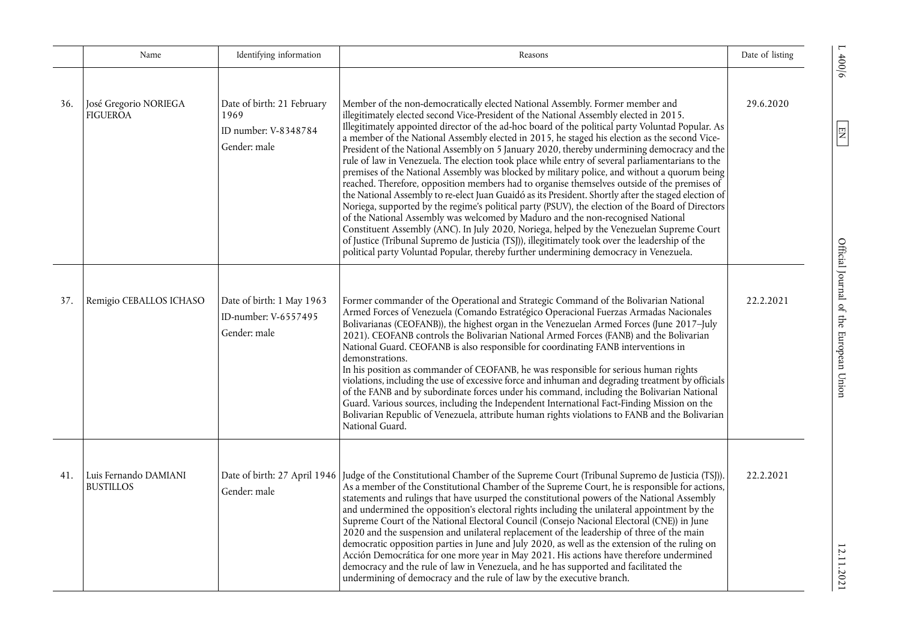| | Name | Identifying information | Reasons | Date of listing |
|---|---|---|---|---|
| 36. | José Gregorio NORIEGA FIGUEROA | Date of birth: 21 February 1969<br>ID number: V-8348784<br>Gender: male | Member of the non-democratically elected National Assembly. Former member and illegitimately elected second Vice-President of the National Assembly elected in 2015. Illegitimately appointed director of the ad-hoc board of the political party Voluntad Popular. As a member of the National Assembly elected in 2015, he staged his election as the second Vice-President of the National Assembly on 5 January 2020, thereby undermining democracy and the rule of law in Venezuela. The election took place while entry of several parliamentarians to the premises of the National Assembly was blocked by military police, and without a quorum being reached. Therefore, opposition members had to organise themselves outside of the premises of the National Assembly to re-elect Juan Guaidó as its President. Shortly after the staged election of Noriega, supported by the regime's political party (PSUV), the election of the Board of Directors of the National Assembly was welcomed by Maduro and the non-recognised National Constituent Assembly (ANC). In July 2020, Noriega, helped by the Venezuelan Supreme Court of Justice (Tribunal Supremo de Justicia (TSJ)), illegitimately took over the leadership of the political party Voluntad Popular, thereby further undermining democracy in Venezuela. | 29.6.2020 |
| 37. | Remigio CEBALLOS ICHASO | Date of birth: 1 May 1963<br>ID-number: V-6557495<br>Gender: male | Former commander of the Operational and Strategic Command of the Bolivarian National Armed Forces of Venezuela (Comando Estratégico Operacional Fuerzas Armadas Nacionales Bolivarianas (CEOFANB)), the highest organ in the Venezuelan Armed Forces (June 2017–July 2021). CEOFANB controls the Bolivarian National Armed Forces (FANB) and the Bolivarian National Guard. CEOFANB is also responsible for coordinating FANB interventions in demonstrations.<br>In his position as commander of CEOFANB, he was responsible for serious human rights violations, including the use of excessive force and inhuman and degrading treatment by officials of the FANB and by subordinate forces under his command, including the Bolivarian National Guard. Various sources, including the Independent International Fact-Finding Mission on the Bolivarian Republic of Venezuela, attribute human rights violations to FANB and the Bolivarian National Guard. | 22.2.2021 |
| 41. | Luis Fernando DAMIANI BUSTILLOS | Date of birth: 27 April 1946<br>Gender: male | Judge of the Constitutional Chamber of the Supreme Court (Tribunal Supremo de Justicia (TSJ)). As a member of the Constitutional Chamber of the Supreme Court, he is responsible for actions, statements and rulings that have usurped the constitutional powers of the National Assembly and undermined the opposition's electoral rights including the unilateral appointment by the Supreme Court of the National Electoral Council (Consejo Nacional Electoral (CNE)) in June 2020 and the suspension and unilateral replacement of the leadership of three of the main democratic opposition parties in June and July 2020, as well as the extension of the ruling on Acción Democrática for one more year in May 2021. His actions have therefore undermined democracy and the rule of law in Venezuela, and he has supported and facilitated the undermining of democracy and the rule of law by the executive branch. | 22.2.2021 |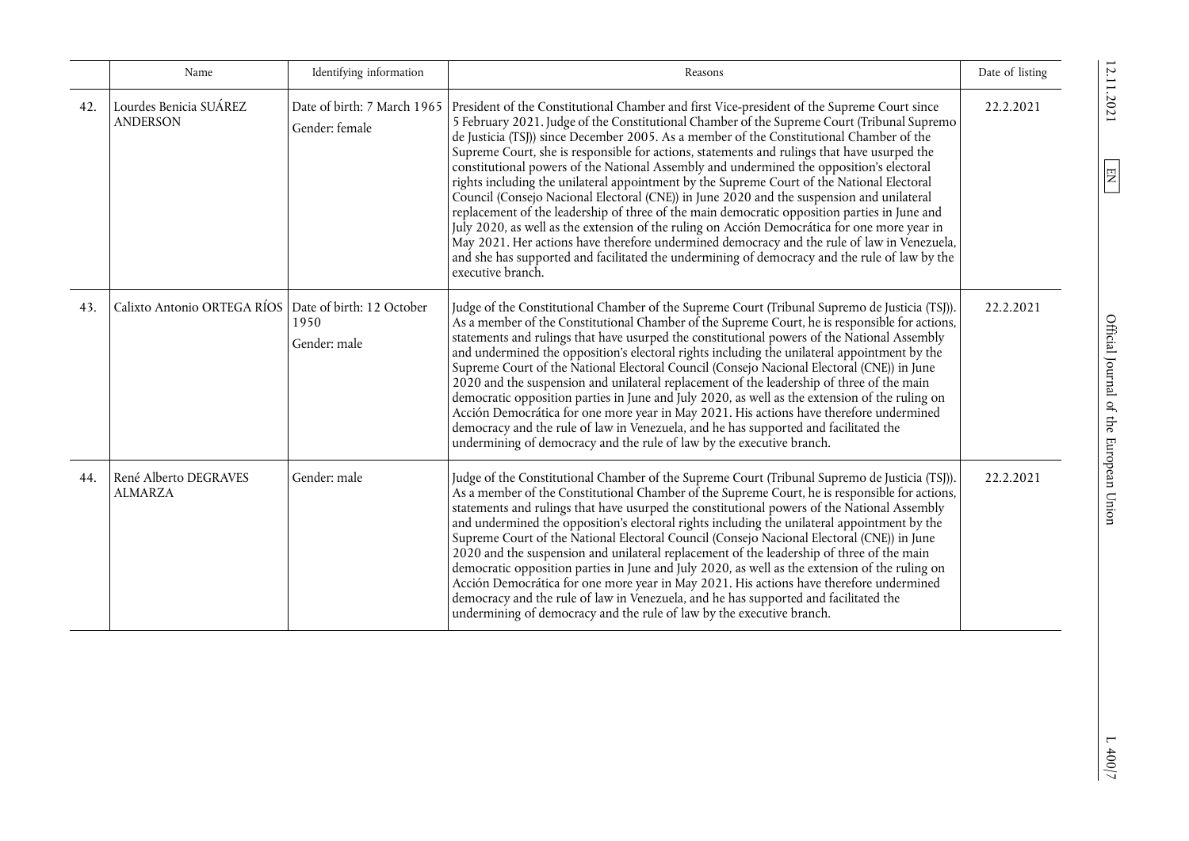|  | Name | Identifying information | Reasons | Date of listing |
|---|---|---|---|---|
| 42. | Lourdes Benicia SUÁREZ ANDERSON | Date of birth: 7 March 1965<br>Gender: female | President of the Constitutional Chamber and first Vice-president of the Supreme Court since 5 February 2021. Judge of the Constitutional Chamber of the Supreme Court (Tribunal Supremo de Justicia (TSJ)) since December 2005. As a member of the Constitutional Chamber of the Supreme Court, she is responsible for actions, statements and rulings that have usurped the constitutional powers of the National Assembly and undermined the opposition's electoral rights including the unilateral appointment by the Supreme Court of the National Electoral Council (Consejo Nacional Electoral (CNE)) in June 2020 and the suspension and unilateral replacement of the leadership of three of the main democratic opposition parties in June and July 2020, as well as the extension of the ruling on Acción Democrática for one more year in May 2021. Her actions have therefore undermined democracy and the rule of law in Venezuela, and she has supported and facilitated the undermining of democracy and the rule of law by the executive branch. | 22.2.2021 |
| 43. | Calixto Antonio ORTEGA RÍOS | Date of birth: 12 October 1950<br>Gender: male | Judge of the Constitutional Chamber of the Supreme Court (Tribunal Supremo de Justicia (TSJ)). As a member of the Constitutional Chamber of the Supreme Court, he is responsible for actions, statements and rulings that have usurped the constitutional powers of the National Assembly and undermined the opposition's electoral rights including the unilateral appointment by the Supreme Court of the National Electoral Council (Consejo Nacional Electoral (CNE)) in June 2020 and the suspension and unilateral replacement of the leadership of three of the main democratic opposition parties in June and July 2020, as well as the extension of the ruling on Acción Democrática for one more year in May 2021. His actions have therefore undermined democracy and the rule of law in Venezuela, and he has supported and facilitated the undermining of democracy and the rule of law by the executive branch. | 22.2.2021 |
| 44. | René Alberto DEGRAVES ALMARZA | Gender: male | Judge of the Constitutional Chamber of the Supreme Court (Tribunal Supremo de Justicia (TSJ)). As a member of the Constitutional Chamber of the Supreme Court, he is responsible for actions, statements and rulings that have usurped the constitutional powers of the National Assembly and undermined the opposition's electoral rights including the unilateral appointment by the Supreme Court of the National Electoral Council (Consejo Nacional Electoral (CNE)) in June 2020 and the suspension and unilateral replacement of the leadership of three of the main democratic opposition parties in June and July 2020, as well as the extension of the ruling on Acción Democrática for one more year in May 2021. His actions have therefore undermined democracy and the rule of law in Venezuela, and he has supported and facilitated the undermining of democracy and the rule of law by the executive branch. | 22.2.2021 |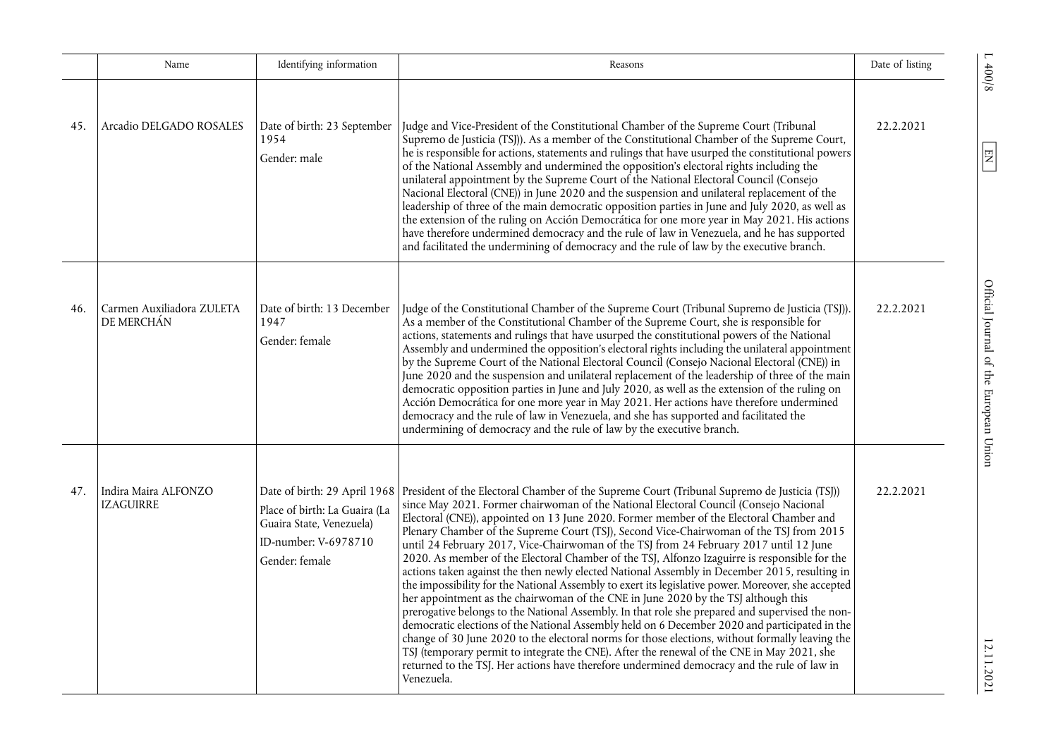| | Name | Identifying information | Reasons | Date of listing |
|---|---|---|---|---|
| 45. | Arcadio DELGADO ROSALES | Date of birth: 23 September 1954<br>Gender: male | Judge and Vice-President of the Constitutional Chamber of the Supreme Court (Tribunal Supremo de Justicia (TSJ)). As a member of the Constitutional Chamber of the Supreme Court, he is responsible for actions, statements and rulings that have usurped the constitutional powers of the National Assembly and undermined the opposition's electoral rights including the unilateral appointment by the Supreme Court of the National Electoral Council (Consejo Nacional Electoral (CNE)) in June 2020 and the suspension and unilateral replacement of the leadership of three of the main democratic opposition parties in June and July 2020, as well as the extension of the ruling on Acción Democrática for one more year in May 2021. His actions have therefore undermined democracy and the rule of law in Venezuela, and he has supported and facilitated the undermining of democracy and the rule of law by the executive branch. | 22.2.2021 |
| 46. | Carmen Auxiliadora ZULETA DE MERCHÁN | Date of birth: 13 December 1947<br>Gender: female | Judge of the Constitutional Chamber of the Supreme Court (Tribunal Supremo de Justicia (TSJ)). As a member of the Constitutional Chamber of the Supreme Court, she is responsible for actions, statements and rulings that have usurped the constitutional powers of the National Assembly and undermined the opposition's electoral rights including the unilateral appointment by the Supreme Court of the National Electoral Council (Consejo Nacional Electoral (CNE)) in June 2020 and the suspension and unilateral replacement of the leadership of three of the main democratic opposition parties in June and July 2020, as well as the extension of the ruling on Acción Democrática for one more year in May 2021. Her actions have therefore undermined democracy and the rule of law in Venezuela, and she has supported and facilitated the undermining of democracy and the rule of law by the executive branch. | 22.2.2021 |
| 47. | Indira Maira ALFONZO IZAGUIRRE | Date of birth: 29 April 1968<br>Place of birth: La Guaira (La Guaira State, Venezuela)<br>ID-number: V-6978710<br>Gender: female | President of the Electoral Chamber of the Supreme Court (Tribunal Supremo de Justicia (TSJ)) since May 2021. Former chairwoman of the National Electoral Council (Consejo Nacional Electoral (CNE)), appointed on 13 June 2020. Former member of the Electoral Chamber and Plenary Chamber of the Supreme Court (TSJ), Second Vice-Chairwoman of the TSJ from 2015 until 24 February 2017, Vice-Chairwoman of the TSJ from 24 February 2017 until 12 June 2020. As member of the Electoral Chamber of the TSJ, Alfonzo Izaguirre is responsible for the actions taken against the then newly elected National Assembly in December 2015, resulting in the impossibility for the National Assembly to exert its legislative power. Moreover, she accepted her appointment as the chairwoman of the CNE in June 2020 by the TSJ although this prerogative belongs to the National Assembly. In that role she prepared and supervised the non-democratic elections of the National Assembly held on 6 December 2020 and participated in the change of 30 June 2020 to the electoral norms for those elections, without formally leaving the TSJ (temporary permit to integrate the CNE). After the renewal of the CNE in May 2021, she returned to the TSJ. Her actions have therefore undermined democracy and the rule of law in Venezuela. | 22.2.2021 |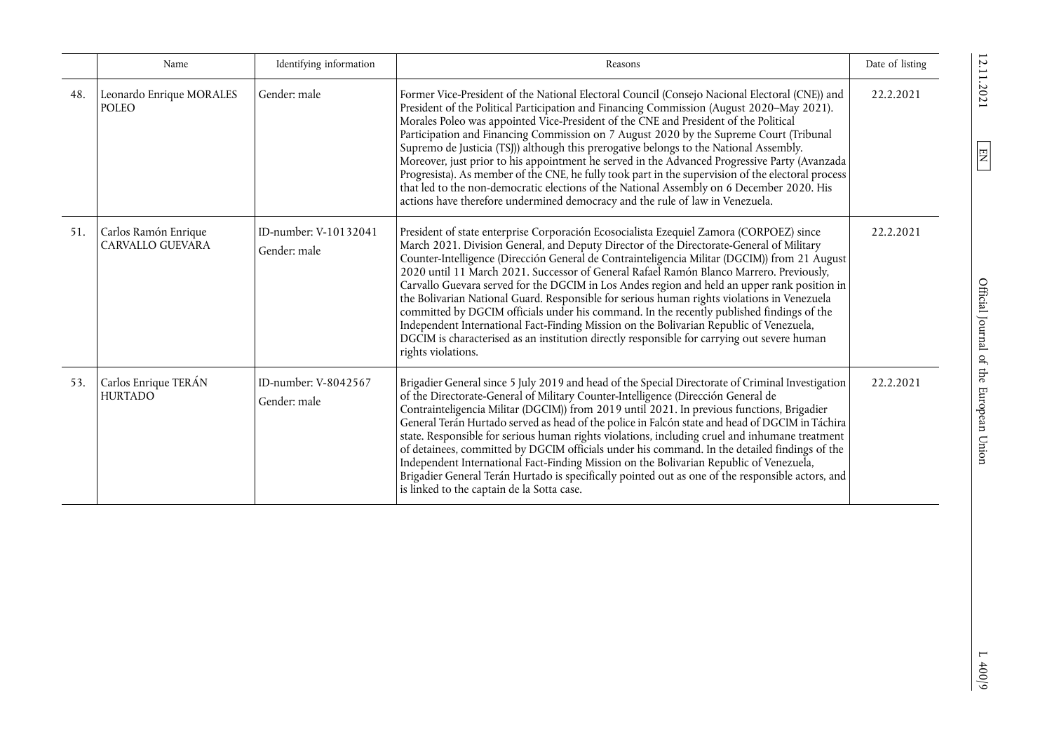| | Name | Identifying information | Reasons | Date of listing |
|---|---|---|---|---|
| 48. | Leonardo Enrique MORALES POLEO | Gender: male | Former Vice-President of the National Electoral Council (Consejo Nacional Electoral (CNE)) and President of the Political Participation and Financing Commission (August 2020–May 2021). Morales Poleo was appointed Vice-President of the CNE and President of the Political Participation and Financing Commission on 7 August 2020 by the Supreme Court (Tribunal Supremo de Justicia (TSJ)) although this prerogative belongs to the National Assembly. Moreover, just prior to his appointment he served in the Advanced Progressive Party (Avanzada Progresista). As member of the CNE, he fully took part in the supervision of the electoral process that led to the non-democratic elections of the National Assembly on 6 December 2020. His actions have therefore undermined democracy and the rule of law in Venezuela. | 22.2.2021 |
| 51. | Carlos Ramón Enrique CARVALLO GUEVARA | ID-number: V-10132041<br>Gender: male | President of state enterprise Corporación Ecosocialista Ezequiel Zamora (CORPOEZ) since March 2021. Division General, and Deputy Director of the Directorate-General of Military Counter-Intelligence (Dirección General de Contrainteligencia Militar (DGCIM)) from 21 August 2020 until 11 March 2021. Successor of General Rafael Ramón Blanco Marrero. Previously, Carvallo Guevara served for the DGCIM in Los Andes region and held an upper rank position in the Bolivarian National Guard. Responsible for serious human rights violations in Venezuela committed by DGCIM officials under his command. In the recently published findings of the Independent International Fact-Finding Mission on the Bolivarian Republic of Venezuela, DGCIM is characterised as an institution directly responsible for carrying out severe human rights violations. | 22.2.2021 |
| 53. | Carlos Enrique TERÁN HURTADO | ID-number: V-8042567<br>Gender: male | Brigadier General since 5 July 2019 and head of the Special Directorate of Criminal Investigation of the Directorate-General of Military Counter-Intelligence (Dirección General de Contrainteligencia Militar (DGCIM)) from 2019 until 2021. In previous functions, Brigadier General Terán Hurtado served as head of the police in Falcón state and head of DGCIM in Táchira state. Responsible for serious human rights violations, including cruel and inhumane treatment of detainees, committed by DGCIM officials under his command. In the detailed findings of the Independent International Fact-Finding Mission on the Bolivarian Republic of Venezuela, Brigadier General Terán Hurtado is specifically pointed out as one of the responsible actors, and is linked to the captain de la Sotta case. | 22.2.2021 |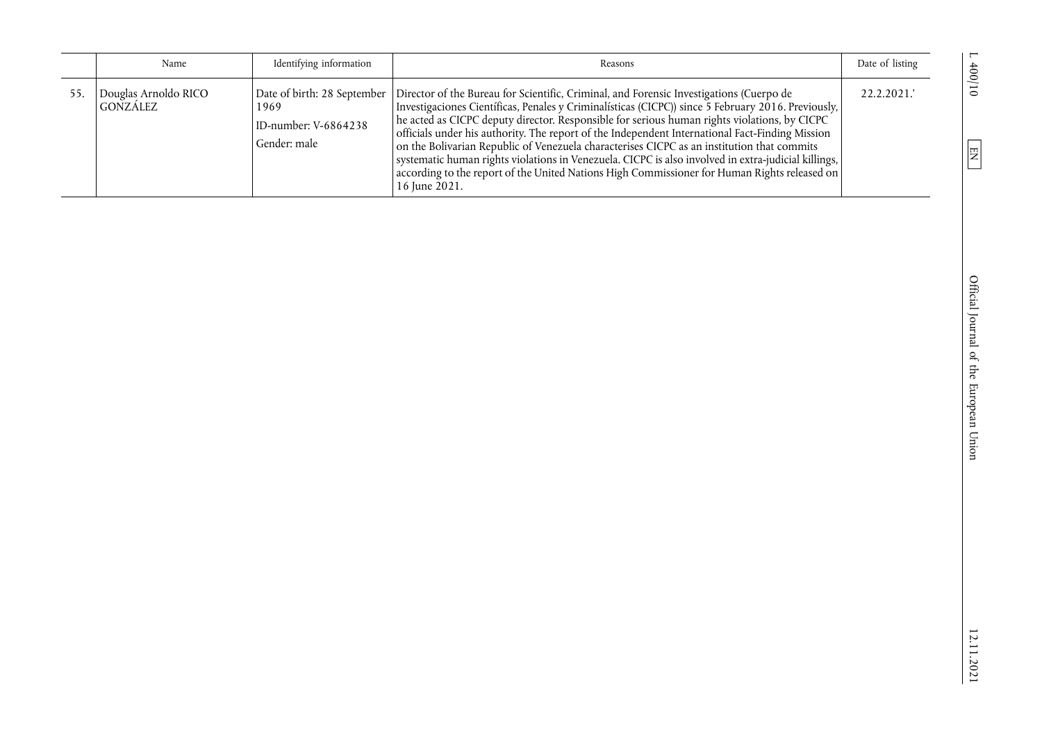| | Name | Identifying information | Reasons | Date of listing |
|---|---|---|---|---|
| 55. | Douglas Arnoldo RICO GONZÁLEZ | Date of birth: 28 September 1969<br>ID-number: V-6864238<br>Gender: male | Director of the Bureau for Scientific, Criminal, and Forensic Investigations (Cuerpo de Investigaciones Científicas, Penales y Criminalísticas (CICPC)) since 5 February 2016. Previously, he acted as CICPC deputy director. Responsible for serious human rights violations, by CICPC officials under his authority. The report of the Independent International Fact-Finding Mission on the Bolivarian Republic of Venezuela characterises CICPC as an institution that commits systematic human rights violations in Venezuela. CICPC is also involved in extra-judicial killings, according to the report of the United Nations High Commissioner for Human Rights released on 16 June 2021. | 22.2.2021.' |